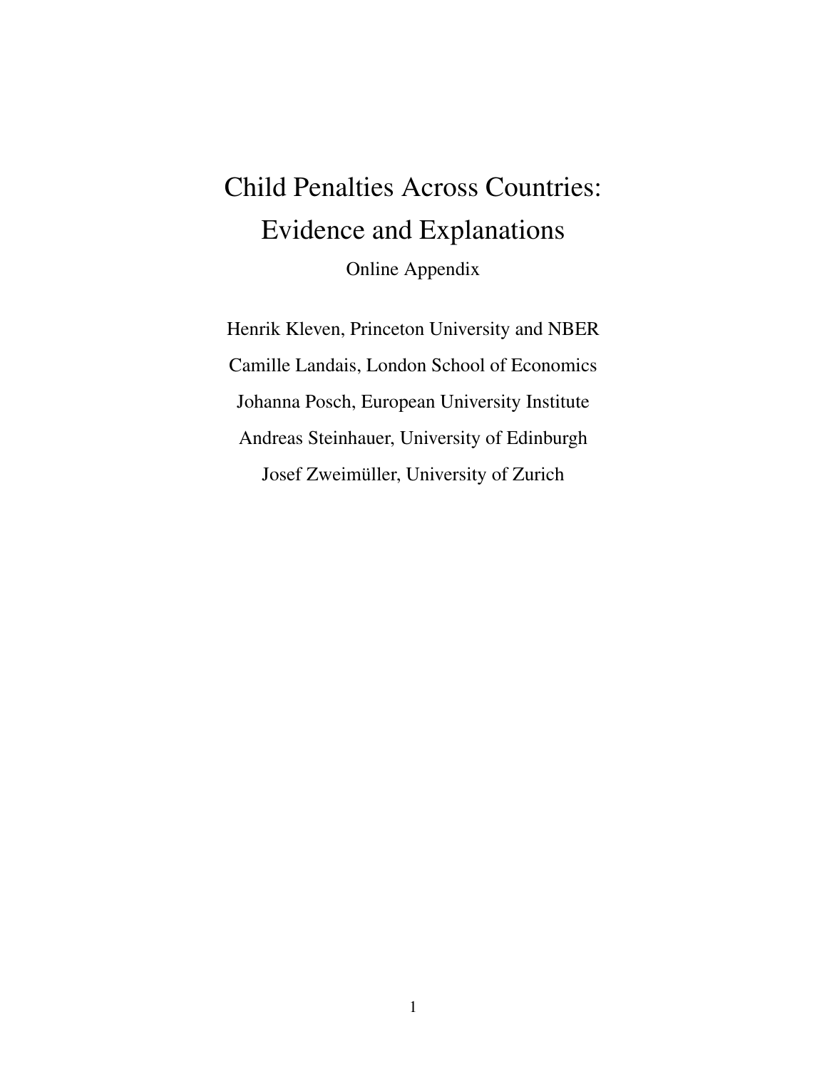# Child Penalties Across Countries: Evidence and Explanations

Online Appendix

Henrik Kleven, Princeton University and NBER

Camille Landais, London School of Economics

Johanna Posch, European University Institute

Andreas Steinhauer, University of Edinburgh

Josef Zweimüller, University of Zurich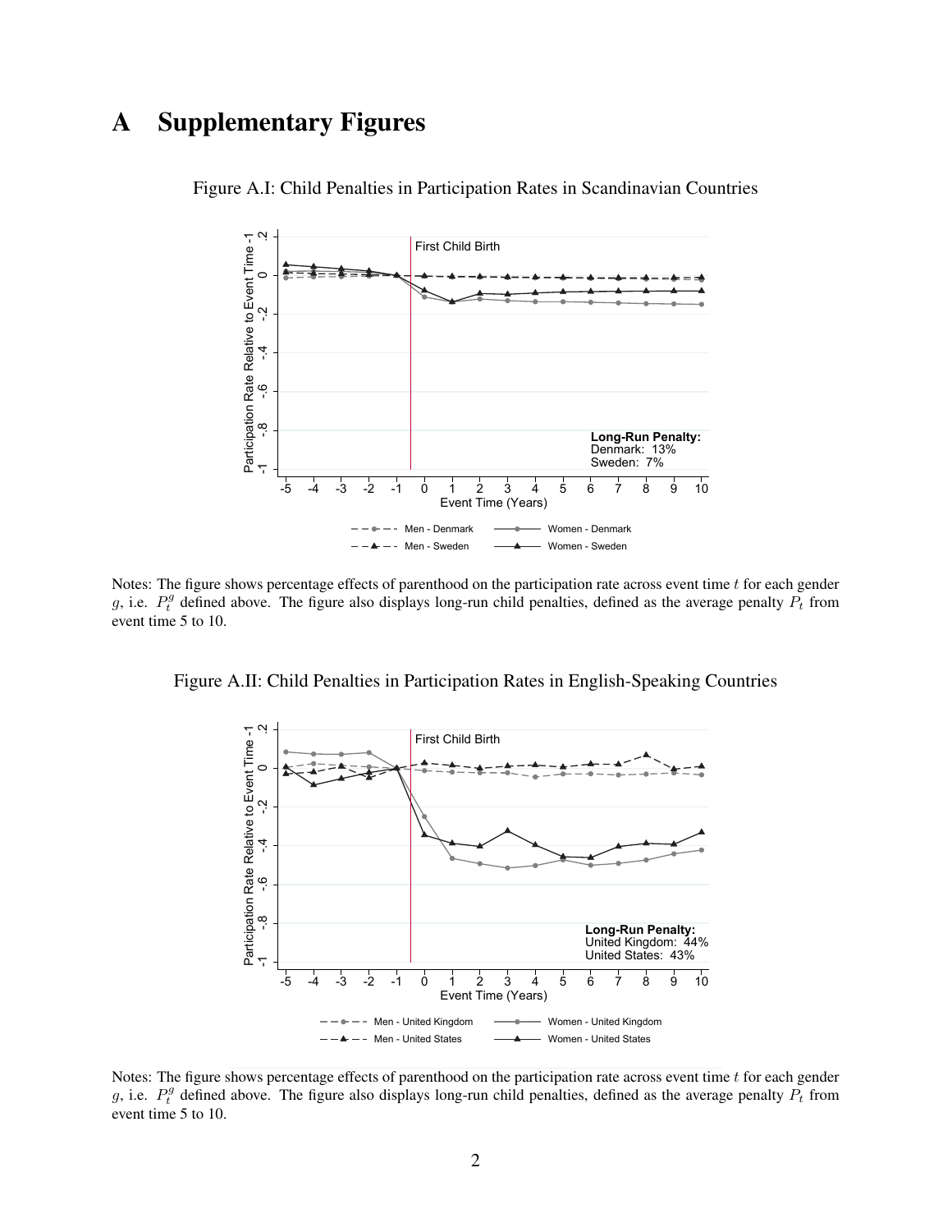# A Supplementary Figures

Figure A.I: Child Penalties in Participation Rates in Scandinavian Countries

Notes: The figure shows percentage effects of parenthood on the participation rate across event time $t$ for each gender $g$, i.e. $P_t^g$ defined above. The figure also displays long-run child penalties, defined as the average penalty $P_t$ from event time 5 to 10.

Figure A.II: Child Penalties in Participation Rates in English-Speaking Countries

Notes: The figure shows percentage effects of parenthood on the participation rate across event time $t$ for each gender $g$, i.e. $P_t^g$ defined above. The figure also displays long-run child penalties, defined as the average penalty $P_t$ from event time 5 to 10.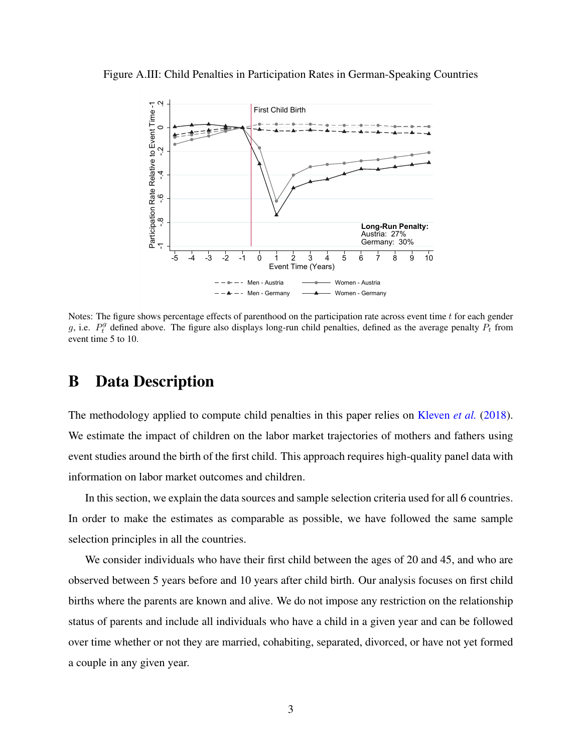Figure A.III: Child Penalties in Participation Rates in German-Speaking Countries

Notes: The figure shows percentage effects of parenthood on the participation rate across event time $t$ for each gender $g$, i.e. $P_t^g$ defined above. The figure also displays long-run child penalties, defined as the average penalty $P_t$ from event time 5 to 10.

# B Data Description

The methodology applied to compute child penalties in this paper relies on Kleven *et al.* (2018). We estimate the impact of children on the labor market trajectories of mothers and fathers using event studies around the birth of the first child. This approach requires high-quality panel data with information on labor market outcomes and children.

In this section, we explain the data sources and sample selection criteria used for all 6 countries. In order to make the estimates as comparable as possible, we have followed the same sample selection principles in all the countries.

We consider individuals who have their first child between the ages of 20 and 45, and who are observed between 5 years before and 10 years after child birth. Our analysis focuses on first child births where the parents are known and alive. We do not impose any restriction on the relationship status of parents and include all individuals who have a child in a given year and can be followed over time whether or not they are married, cohabiting, separated, divorced, or have not yet formed a couple in any given year.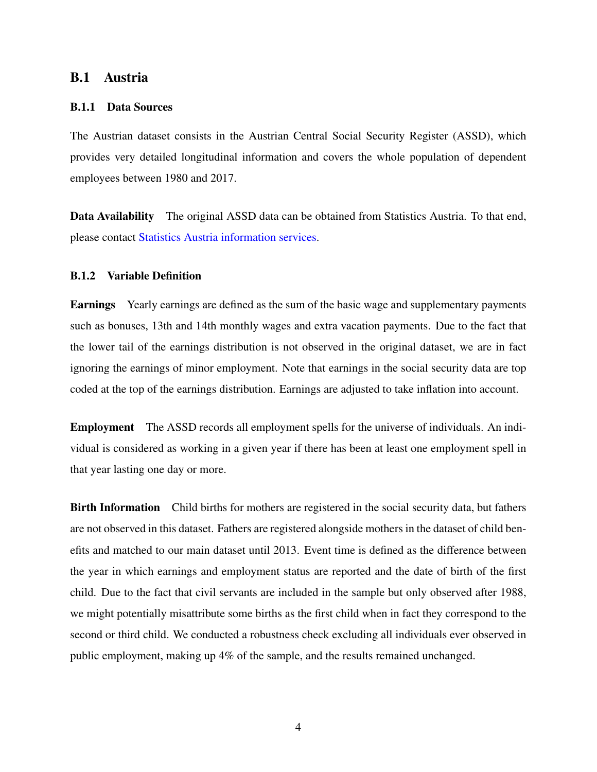## B.1 Austria

### B.1.1 Data Sources

The Austrian dataset consists in the Austrian Central Social Security Register (ASSD), which provides very detailed longitudinal information and covers the whole population of dependent employees between 1980 and 2017.

**Data Availability** The original ASSD data can be obtained from Statistics Austria. To that end, please contact Statistics Austria information services.

### B.1.2 Variable Definition

**Earnings** Yearly earnings are defined as the sum of the basic wage and supplementary payments such as bonuses, 13th and 14th monthly wages and extra vacation payments. Due to the fact that the lower tail of the earnings distribution is not observed in the original dataset, we are in fact ignoring the earnings of minor employment. Note that earnings in the social security data are top coded at the top of the earnings distribution. Earnings are adjusted to take inflation into account.

**Employment** The ASSD records all employment spells for the universe of individuals. An individual is considered as working in a given year if there has been at least one employment spell in that year lasting one day or more.

**Birth Information** Child births for mothers are registered in the social security data, but fathers are not observed in this dataset. Fathers are registered alongside mothers in the dataset of child benefits and matched to our main dataset until 2013. Event time is defined as the difference between the year in which earnings and employment status are reported and the date of birth of the first child. Due to the fact that civil servants are included in the sample but only observed after 1988, we might potentially misattribute some births as the first child when in fact they correspond to the second or third child. We conducted a robustness check excluding all individuals ever observed in public employment, making up 4% of the sample, and the results remained unchanged.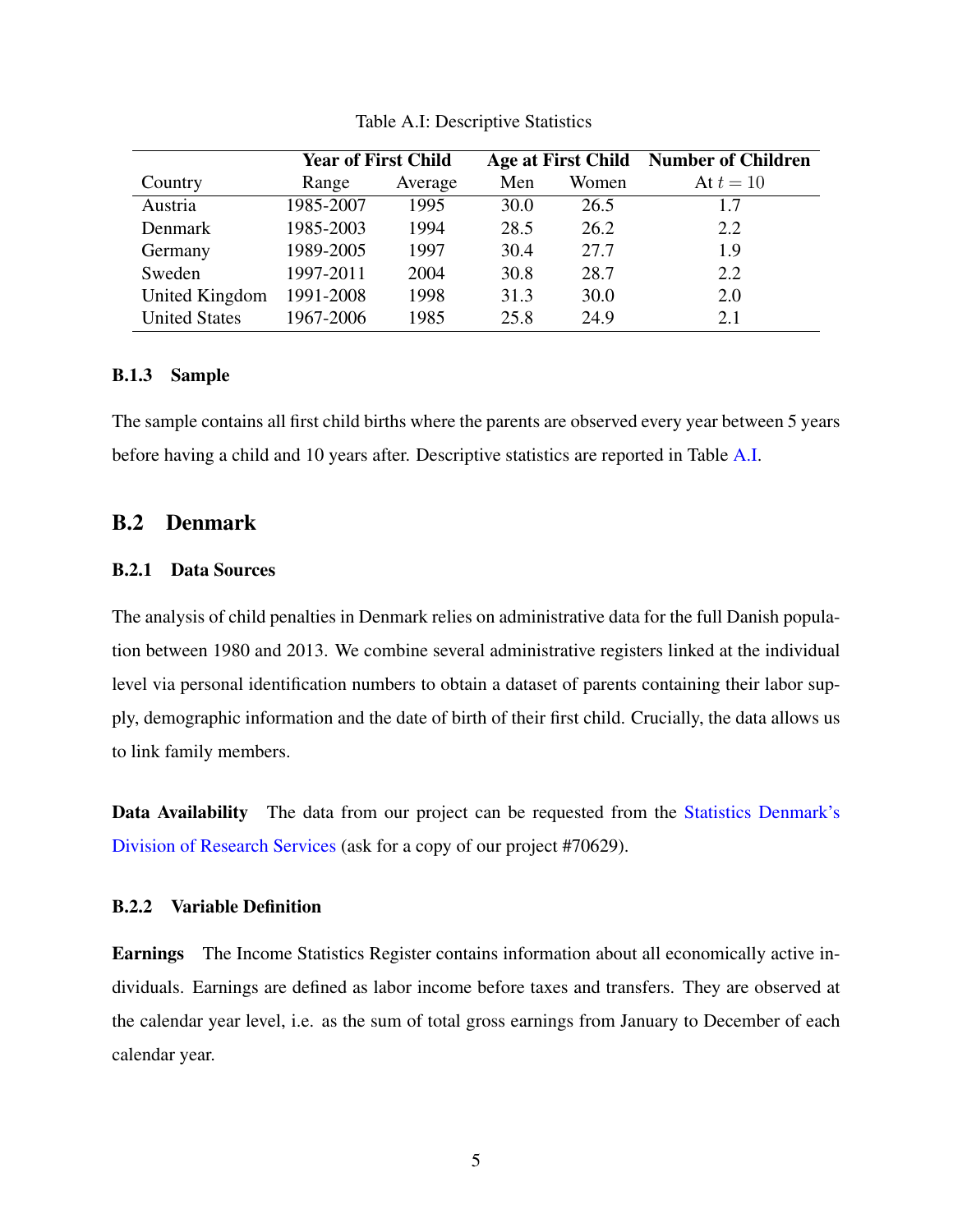Table A.I: Descriptive Statistics

| Country | Year of First Child | | Age at First Child | | Number of Children |
|---|---|---|---|---|---|
| | Range | Average | Men | Women | At $t = 10$ |
| Austria | 1985-2007 | 1995 | 30.0 | 26.5 | 1.7 |
| Denmark | 1985-2003 | 1994 | 28.5 | 26.2 | 2.2 |
| Germany | 1989-2005 | 1997 | 30.4 | 27.7 | 1.9 |
| Sweden | 1997-2011 | 2004 | 30.8 | 28.7 | 2.2 |
| United Kingdom | 1991-2008 | 1998 | 31.3 | 30.0 | 2.0 |
| United States | 1967-2006 | 1985 | 25.8 | 24.9 | 2.1 |

### B.1.3 Sample

The sample contains all first child births where the parents are observed every year between 5 years before having a child and 10 years after. Descriptive statistics are reported in Table A.I.

## B.2 Denmark

### B.2.1 Data Sources

The analysis of child penalties in Denmark relies on administrative data for the full Danish population between 1980 and 2013. We combine several administrative registers linked at the individual level via personal identification numbers to obtain a dataset of parents containing their labor supply, demographic information and the date of birth of their first child. Crucially, the data allows us to link family members.

**Data Availability** The data from our project can be requested from the Statistics Denmark's Division of Research Services (ask for a copy of our project #70629).

### B.2.2 Variable Definition

**Earnings** The Income Statistics Register contains information about all economically active individuals. Earnings are defined as labor income before taxes and transfers. They are observed at the calendar year level, i.e. as the sum of total gross earnings from January to December of each calendar year.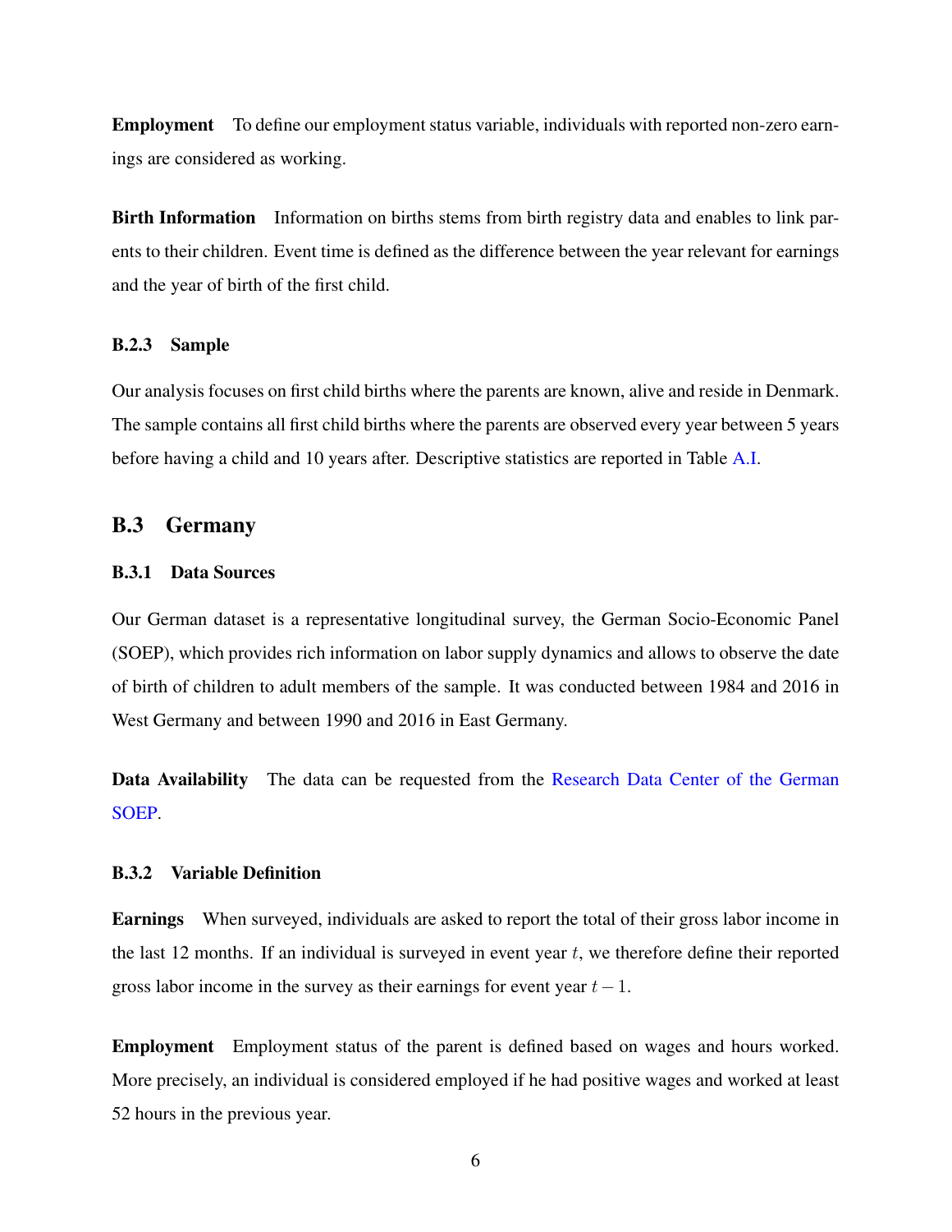**Employment** To define our employment status variable, individuals with reported non-zero earnings are considered as working.

**Birth Information** Information on births stems from birth registry data and enables to link parents to their children. Event time is defined as the difference between the year relevant for earnings and the year of birth of the first child.

#### B.2.3 Sample

Our analysis focuses on first child births where the parents are known, alive and reside in Denmark. The sample contains all first child births where the parents are observed every year between 5 years before having a child and 10 years after. Descriptive statistics are reported in Table A.I.

### B.3 Germany

#### B.3.1 Data Sources

Our German dataset is a representative longitudinal survey, the German Socio-Economic Panel (SOEP), which provides rich information on labor supply dynamics and allows to observe the date of birth of children to adult members of the sample. It was conducted between 1984 and 2016 in West Germany and between 1990 and 2016 in East Germany.

**Data Availability** The data can be requested from the Research Data Center of the German SOEP.

#### B.3.2 Variable Definition

**Earnings** When surveyed, individuals are asked to report the total of their gross labor income in the last 12 months. If an individual is surveyed in event year $t$, we therefore define their reported gross labor income in the survey as their earnings for event year $t-1$.

**Employment** Employment status of the parent is defined based on wages and hours worked. More precisely, an individual is considered employed if he had positive wages and worked at least 52 hours in the previous year.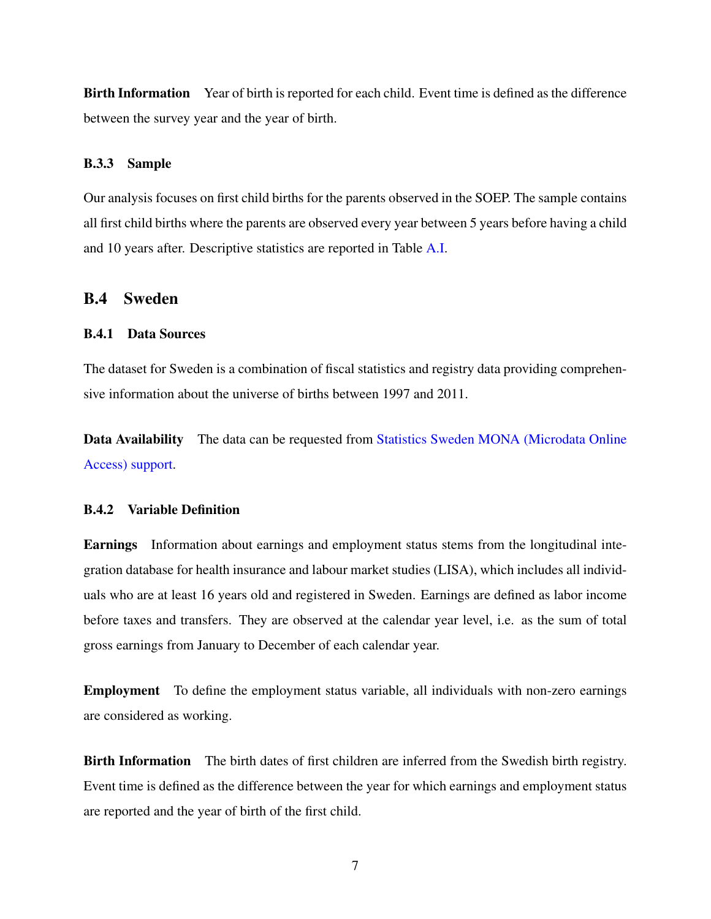**Birth Information** Year of birth is reported for each child. Event time is defined as the difference between the survey year and the year of birth.

### B.3.3 Sample

Our analysis focuses on first child births for the parents observed in the SOEP. The sample contains all first child births where the parents are observed every year between 5 years before having a child and 10 years after. Descriptive statistics are reported in Table A.I.

## B.4 Sweden

### B.4.1 Data Sources

The dataset for Sweden is a combination of fiscal statistics and registry data providing comprehensive information about the universe of births between 1997 and 2011.

**Data Availability** The data can be requested from Statistics Sweden MONA (Microdata Online Access) support.

### B.4.2 Variable Definition

**Earnings** Information about earnings and employment status stems from the longitudinal integration database for health insurance and labour market studies (LISA), which includes all individuals who are at least 16 years old and registered in Sweden. Earnings are defined as labor income before taxes and transfers. They are observed at the calendar year level, i.e. as the sum of total gross earnings from January to December of each calendar year.

**Employment** To define the employment status variable, all individuals with non-zero earnings are considered as working.

**Birth Information** The birth dates of first children are inferred from the Swedish birth registry. Event time is defined as the difference between the year for which earnings and employment status are reported and the year of birth of the first child.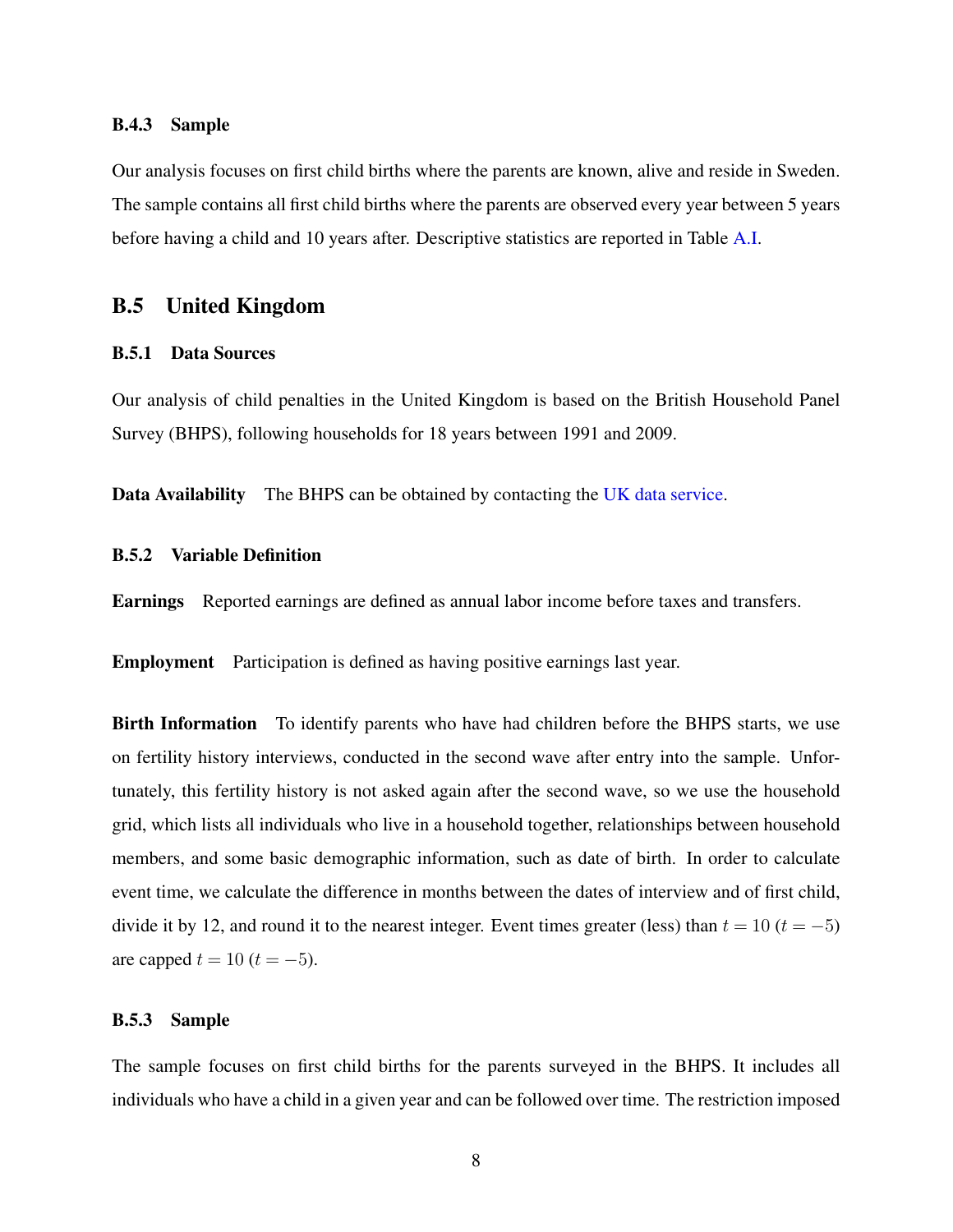### B.4.3 Sample

Our analysis focuses on first child births where the parents are known, alive and reside in Sweden. The sample contains all first child births where the parents are observed every year between 5 years before having a child and 10 years after. Descriptive statistics are reported in Table A.I.

## B.5 United Kingdom

### B.5.1 Data Sources

Our analysis of child penalties in the United Kingdom is based on the British Household Panel Survey (BHPS), following households for 18 years between 1991 and 2009.

**Data Availability** The BHPS can be obtained by contacting the UK data service.

### B.5.2 Variable Definition

**Earnings** Reported earnings are defined as annual labor income before taxes and transfers.

**Employment** Participation is defined as having positive earnings last year.

**Birth Information** To identify parents who have had children before the BHPS starts, we use on fertility history interviews, conducted in the second wave after entry into the sample. Unfortunately, this fertility history is not asked again after the second wave, so we use the household grid, which lists all individuals who live in a household together, relationships between household members, and some basic demographic information, such as date of birth. In order to calculate event time, we calculate the difference in months between the dates of interview and of first child, divide it by 12, and round it to the nearest integer. Event times greater (less) than $t = 10$ ($t = -5$) are capped $t = 10$ ($t = -5$).

### B.5.3 Sample

The sample focuses on first child births for the parents surveyed in the BHPS. It includes all individuals who have a child in a given year and can be followed over time. The restriction imposed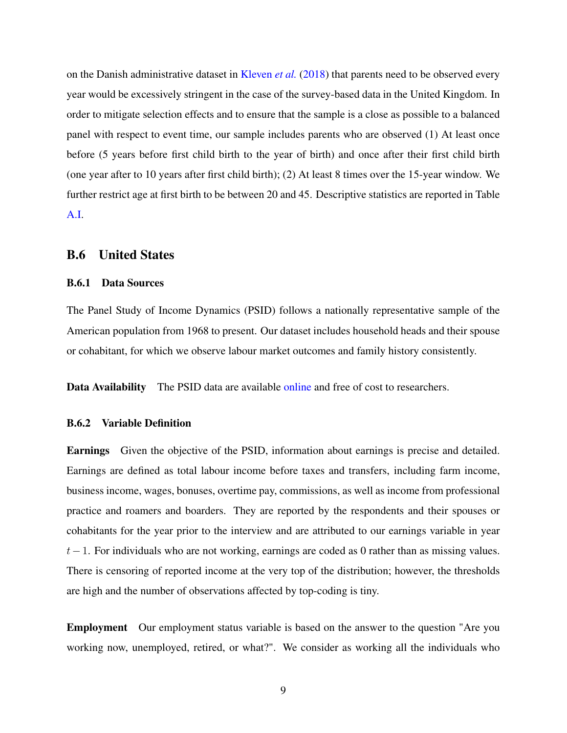on the Danish administrative dataset in Kleven *et al.* (2018) that parents need to be observed every year would be excessively stringent in the case of the survey-based data in the United Kingdom. In order to mitigate selection effects and to ensure that the sample is a close as possible to a balanced panel with respect to event time, our sample includes parents who are observed (1) At least once before (5 years before first child birth to the year of birth) and once after their first child birth (one year after to 10 years after first child birth); (2) At least 8 times over the 15-year window. We further restrict age at first birth to be between 20 and 45. Descriptive statistics are reported in Table A.I.

## B.6 United States

### B.6.1 Data Sources

The Panel Study of Income Dynamics (PSID) follows a nationally representative sample of the American population from 1968 to present. Our dataset includes household heads and their spouse or cohabitant, for which we observe labour market outcomes and family history consistently.

**Data Availability** The PSID data are available online and free of cost to researchers.

### B.6.2 Variable Definition

**Earnings** Given the objective of the PSID, information about earnings is precise and detailed. Earnings are defined as total labour income before taxes and transfers, including farm income, business income, wages, bonuses, overtime pay, commissions, as well as income from professional practice and roamers and boarders. They are reported by the respondents and their spouses or cohabitants for the year prior to the interview and are attributed to our earnings variable in year $t-1$. For individuals who are not working, earnings are coded as 0 rather than as missing values. There is censoring of reported income at the very top of the distribution; however, the thresholds are high and the number of observations affected by top-coding is tiny.

**Employment** Our employment status variable is based on the answer to the question "Are you working now, unemployed, retired, or what?". We consider as working all the individuals who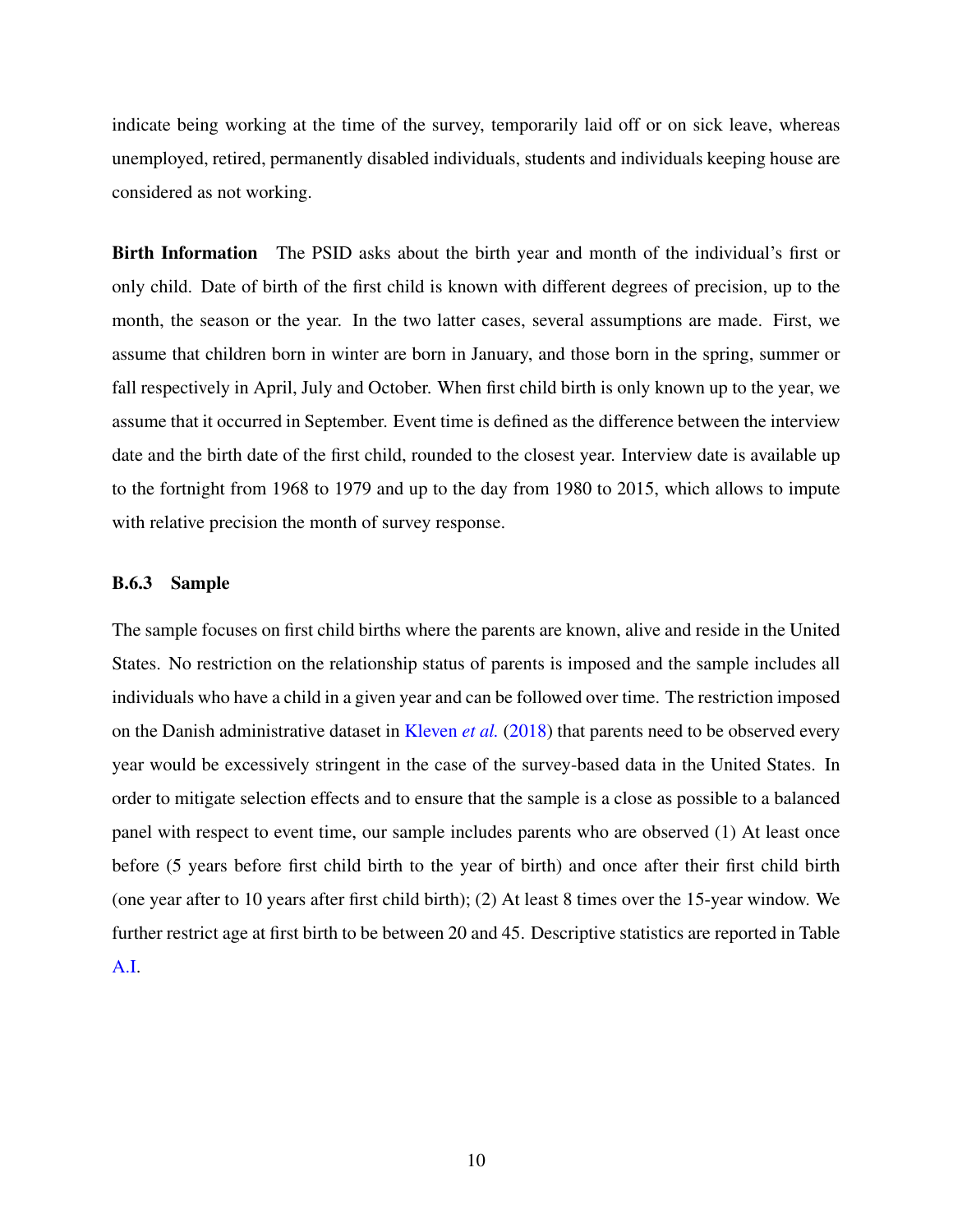indicate being working at the time of the survey, temporarily laid off or on sick leave, whereas unemployed, retired, permanently disabled individuals, students and individuals keeping house are considered as not working.

**Birth Information** The PSID asks about the birth year and month of the individual's first or only child. Date of birth of the first child is known with different degrees of precision, up to the month, the season or the year. In the two latter cases, several assumptions are made. First, we assume that children born in winter are born in January, and those born in the spring, summer or fall respectively in April, July and October. When first child birth is only known up to the year, we assume that it occurred in September. Event time is defined as the difference between the interview date and the birth date of the first child, rounded to the closest year. Interview date is available up to the fortnight from 1968 to 1979 and up to the day from 1980 to 2015, which allows to impute with relative precision the month of survey response.

### B.6.3 Sample

The sample focuses on first child births where the parents are known, alive and reside in the United States. No restriction on the relationship status of parents is imposed and the sample includes all individuals who have a child in a given year and can be followed over time. The restriction imposed on the Danish administrative dataset in Kleven *et al.* (2018) that parents need to be observed every year would be excessively stringent in the case of the survey-based data in the United States. In order to mitigate selection effects and to ensure that the sample is a close as possible to a balanced panel with respect to event time, our sample includes parents who are observed (1) At least once before (5 years before first child birth to the year of birth) and once after their first child birth (one year after to 10 years after first child birth); (2) At least 8 times over the 15-year window. We further restrict age at first birth to be between 20 and 45. Descriptive statistics are reported in Table A.I.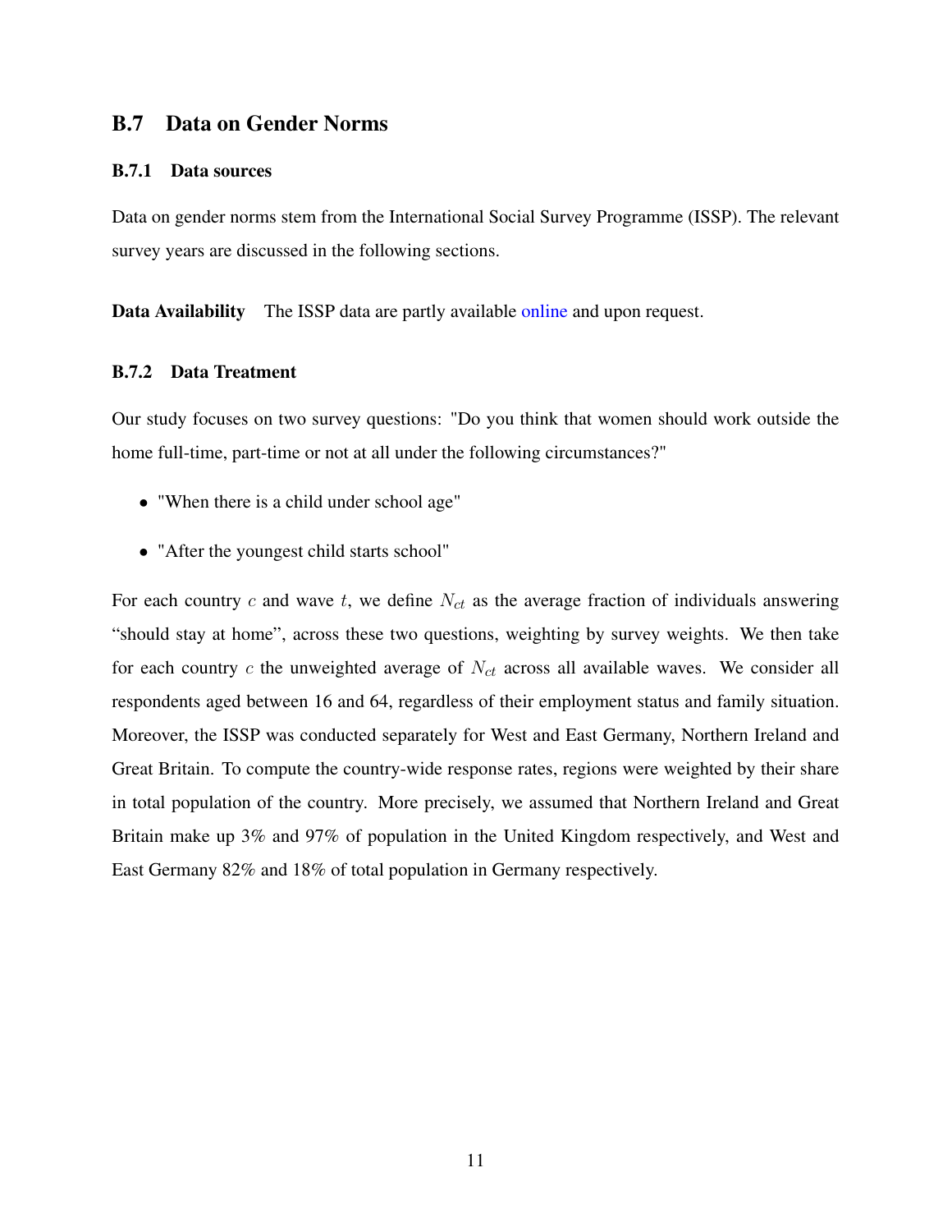## B.7 Data on Gender Norms

### B.7.1 Data sources

Data on gender norms stem from the International Social Survey Programme (ISSP). The relevant survey years are discussed in the following sections.

**Data Availability** The ISSP data are partly available online and upon request.

### B.7.2 Data Treatment

Our study focuses on two survey questions: "Do you think that women should work outside the home full-time, part-time or not at all under the following circumstances?"

- "When there is a child under school age"
- "After the youngest child starts school"

For each country $c$ and wave $t$, we define $N_{ct}$ as the average fraction of individuals answering "should stay at home", across these two questions, weighting by survey weights. We then take for each country $c$ the unweighted average of $N_{ct}$ across all available waves. We consider all respondents aged between 16 and 64, regardless of their employment status and family situation. Moreover, the ISSP was conducted separately for West and East Germany, Northern Ireland and Great Britain. To compute the country-wide response rates, regions were weighted by their share in total population of the country. More precisely, we assumed that Northern Ireland and Great Britain make up 3% and 97% of population in the United Kingdom respectively, and West and East Germany 82% and 18% of total population in Germany respectively.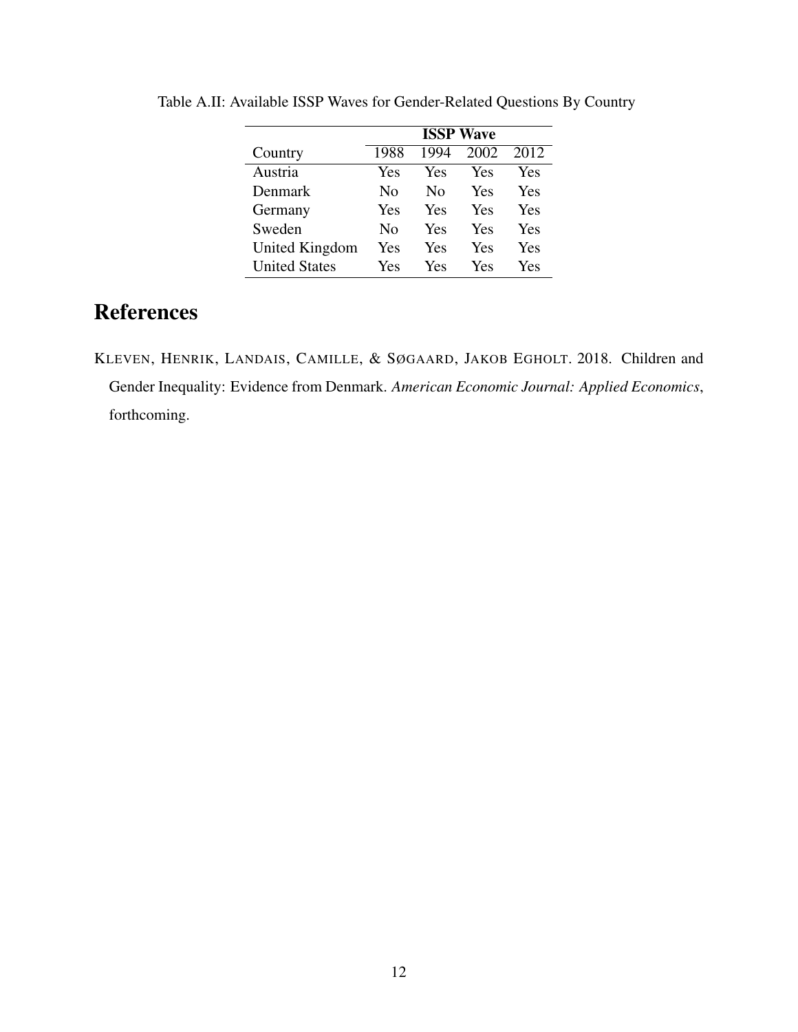Table A.II: Available ISSP Waves for Gender-Related Questions By Country

| | **ISSP Wave** | | | |
|---|---|---|---|---|
| Country | 1988 | 1994 | 2002 | 2012 |
| Austria | Yes | Yes | Yes | Yes |
| Denmark | No | No | Yes | Yes |
| Germany | Yes | Yes | Yes | Yes |
| Sweden | No | Yes | Yes | Yes |
| United Kingdom | Yes | Yes | Yes | Yes |
| United States | Yes | Yes | Yes | Yes |

# References

KLEVEN, HENRIK, LANDAIS, CAMILLE, & SØGAARD, JAKOB EGHOLT. 2018. Children and Gender Inequality: Evidence from Denmark. *American Economic Journal: Applied Economics*, forthcoming.